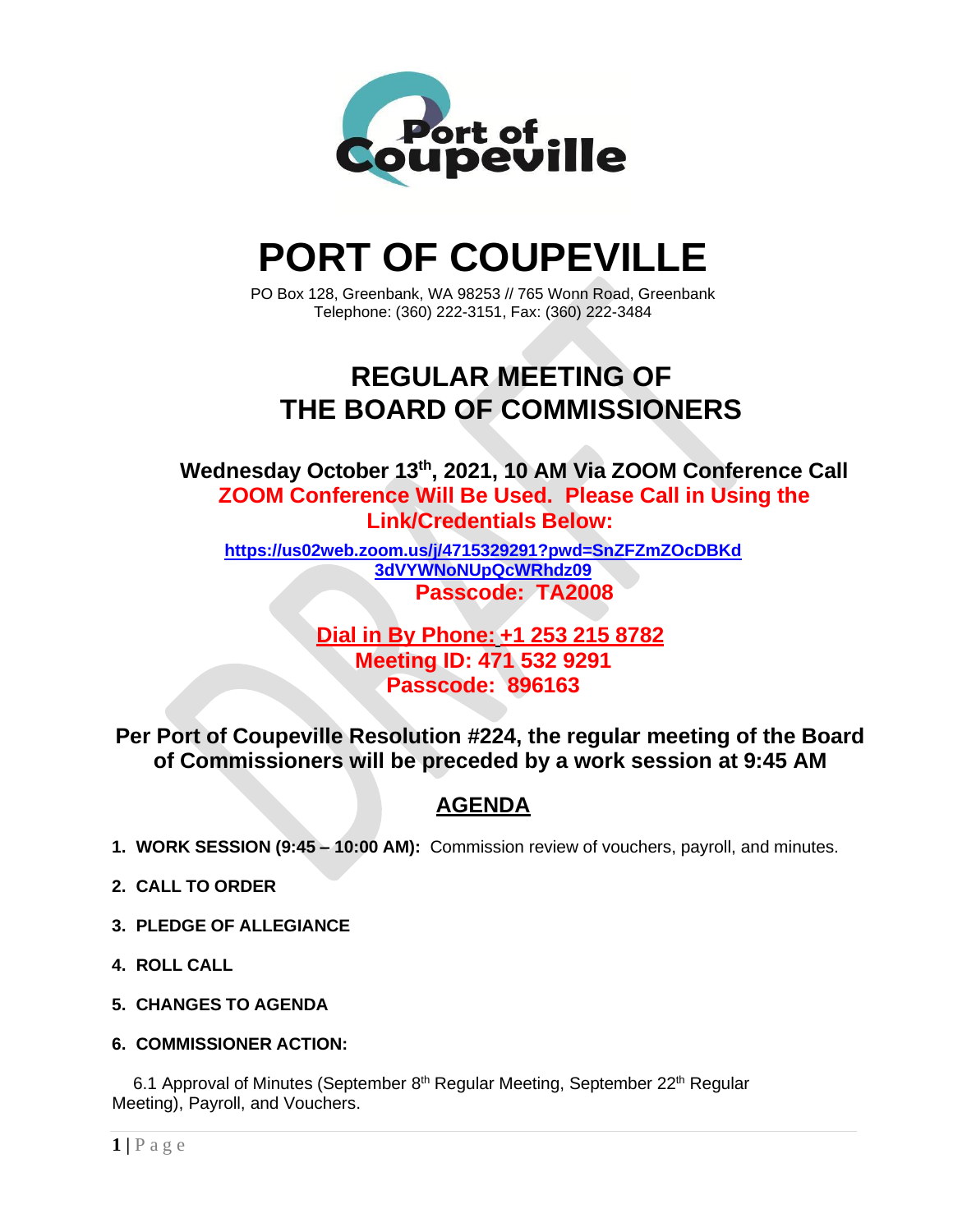# PORT OF COUPEVILLE

PO Box 128, Greenbank, WA 98253 // 765 Wonn Road, Greenbank
Telephone: (360) 222-3151, Fax: (360) 222-3484

## REGULAR MEETING OF THE BOARD OF COMMISSIONERS

**Wednesday October 13th, 2021, 10 AM Via ZOOM Conference Call**

**ZOOM Conference Will Be Used. Please Call in Using the Link/Credentials Below:**

**https://us02web.zoom.us/j/4715329291?pwd=SnZFZmZOcDBKd3dVYWNoNUpQcWRhdz09**

**Passcode: TA2008**

**Dial in By Phone: +1 253 215 8782**
**Meeting ID: 471 532 9291**
**Passcode: 896163**

**Per Port of Coupeville Resolution #224, the regular meeting of the Board of Commissioners will be preceded by a work session at 9:45 AM**

## AGENDA

1. **WORK SESSION (9:45 – 10:00 AM):** Commission review of vouchers, payroll, and minutes.
2. **CALL TO ORDER**
3. **PLEDGE OF ALLEGIANCE**
4. **ROLL CALL**
5. **CHANGES TO AGENDA**
6. **COMMISSIONER ACTION:**

   6.1 Approval of Minutes (September 8th Regular Meeting, September 22th Regular Meeting), Payroll, and Vouchers.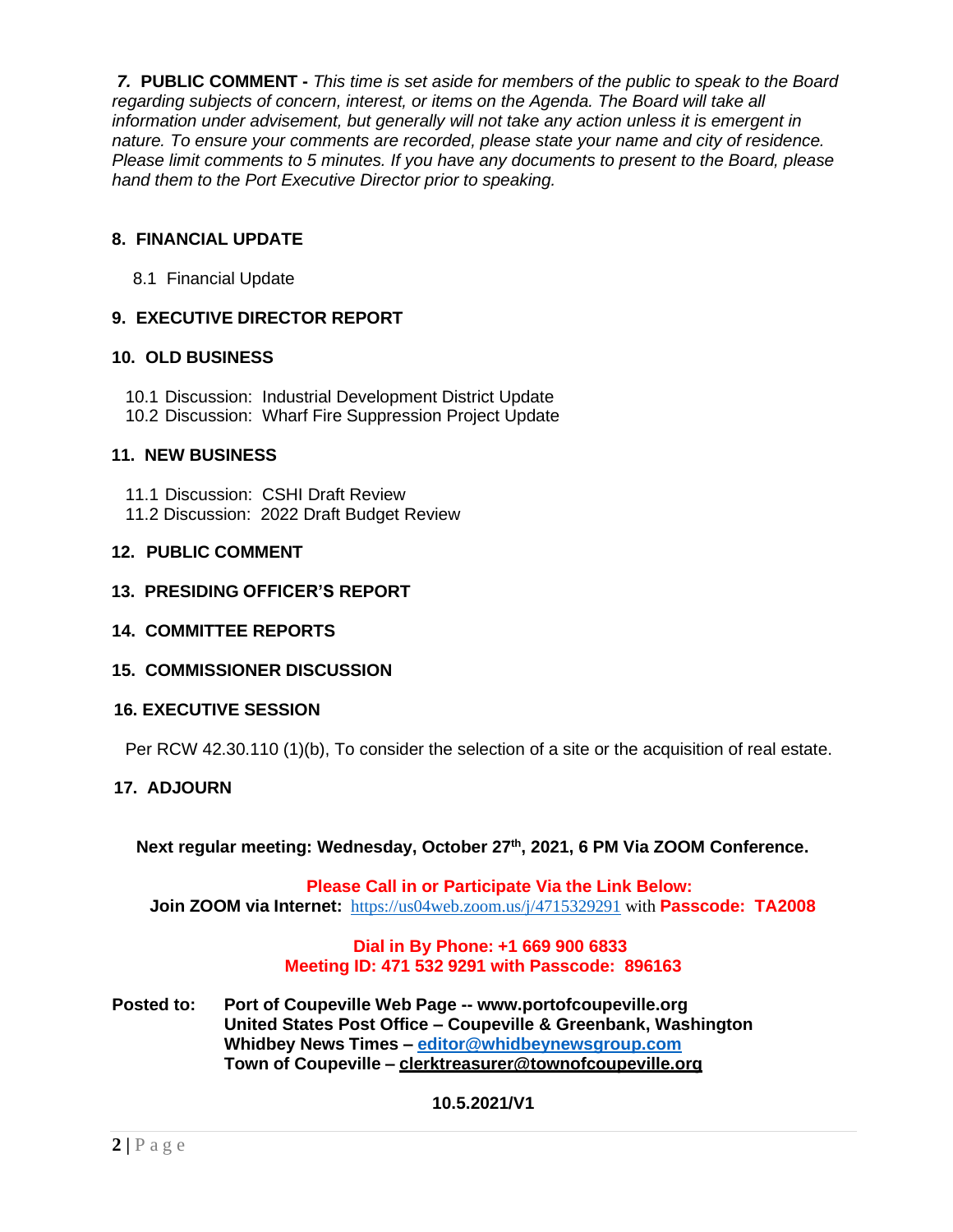***7.*** **PUBLIC COMMENT -** *This time is set aside for members of the public to speak to the Board regarding subjects of concern, interest, or items on the Agenda. The Board will take all information under advisement, but generally will not take any action unless it is emergent in nature. To ensure your comments are recorded, please state your name and city of residence. Please limit comments to 5 minutes. If you have any documents to present to the Board, please hand them to the Port Executive Director prior to speaking.*

**8. FINANCIAL UPDATE**

8.1 Financial Update

**9. EXECUTIVE DIRECTOR REPORT**

**10. OLD BUSINESS**

10.1 Discussion: Industrial Development District Update
10.2 Discussion: Wharf Fire Suppression Project Update

**11. NEW BUSINESS**

11.1 Discussion: CSHI Draft Review
11.2 Discussion: 2022 Draft Budget Review

**12. PUBLIC COMMENT**

**13. PRESIDING OFFICER'S REPORT**

**14. COMMITTEE REPORTS**

**15. COMMISSIONER DISCUSSION**

**16. EXECUTIVE SESSION**

Per RCW 42.30.110 (1)(b), To consider the selection of a site or the acquisition of real estate.

**17. ADJOURN**

**Next regular meeting: Wednesday, October 27th, 2021, 6 PM Via ZOOM Conference.**

**Please Call in or Participate Via the Link Below:**
**Join ZOOM via Internet:** https://us04web.zoom.us/j/4715329291 with **Passcode: TA2008**

**Dial in By Phone: +1 669 900 6833**
**Meeting ID: 471 532 9291 with Passcode: 896163**

**Posted to:** **Port of Coupeville Web Page -- www.portofcoupeville.org**
**United States Post Office – Coupeville & Greenbank, Washington**
**Whidbey News Times – editor@whidbeynewsgroup.com**
**Town of Coupeville – clerktreasurer@townofcoupeville.org**

**10.5.2021/V1**